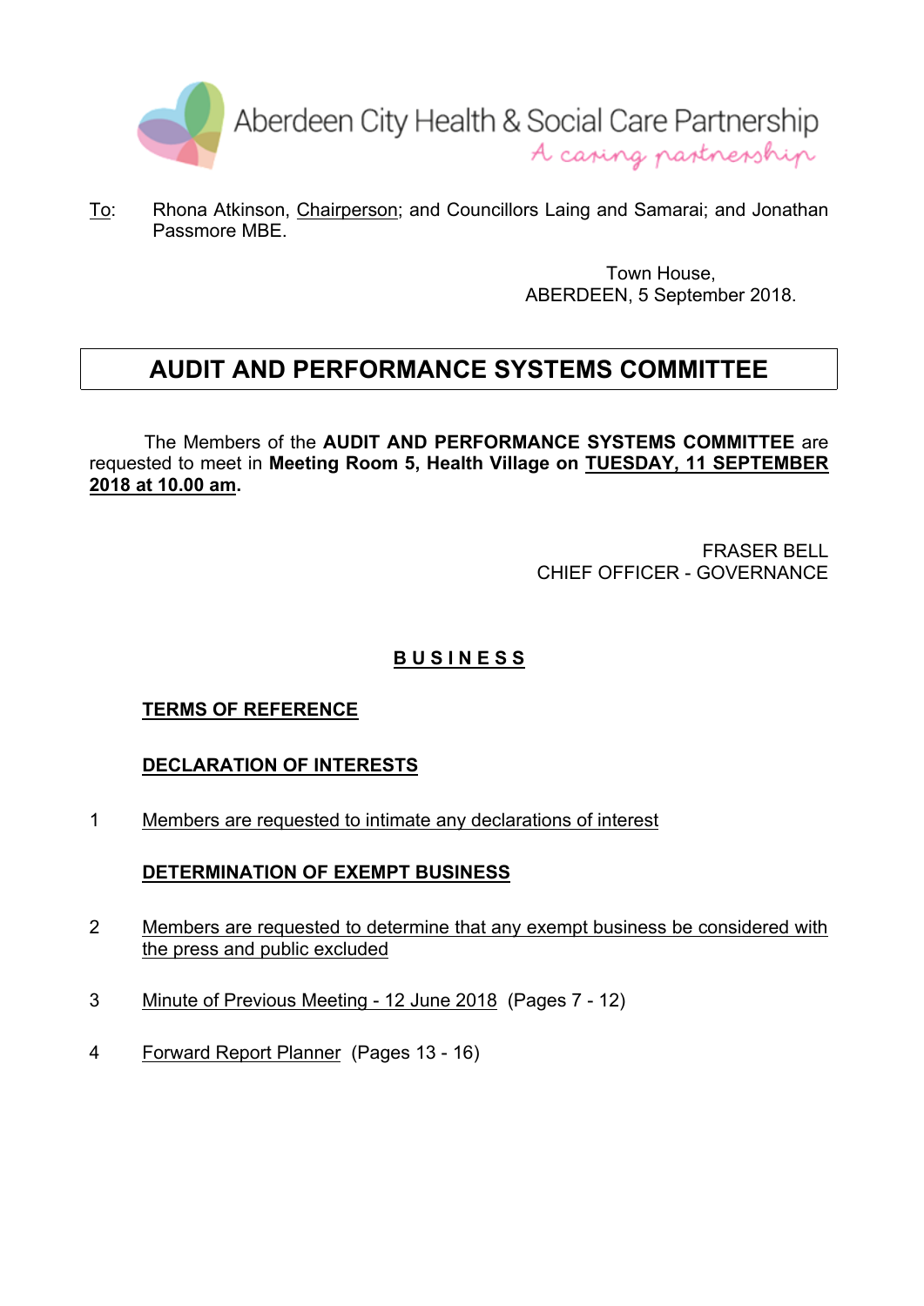Aberdeen City Health & Social Care Partnership
*A caring partnership*

To: Rhona Atkinson, Chairperson; and Councillors Laing and Samarai; and Jonathan Passmore MBE.

Town House,
ABERDEEN, 5 September 2018.

# AUDIT AND PERFORMANCE SYSTEMS COMMITTEE

The Members of the **AUDIT AND PERFORMANCE SYSTEMS COMMITTEE** are requested to meet in **Meeting Room 5, Health Village on TUESDAY, 11 SEPTEMBER 2018 at 10.00 am**.

FRASER BELL
CHIEF OFFICER - GOVERNANCE

## B U S I N E S S

**TERMS OF REFERENCE**

**DECLARATION OF INTERESTS**

1 Members are requested to intimate any declarations of interest

**DETERMINATION OF EXEMPT BUSINESS**

2 Members are requested to determine that any exempt business be considered with the press and public excluded

3 Minute of Previous Meeting - 12 June 2018 (Pages 7 - 12)

4 Forward Report Planner (Pages 13 - 16)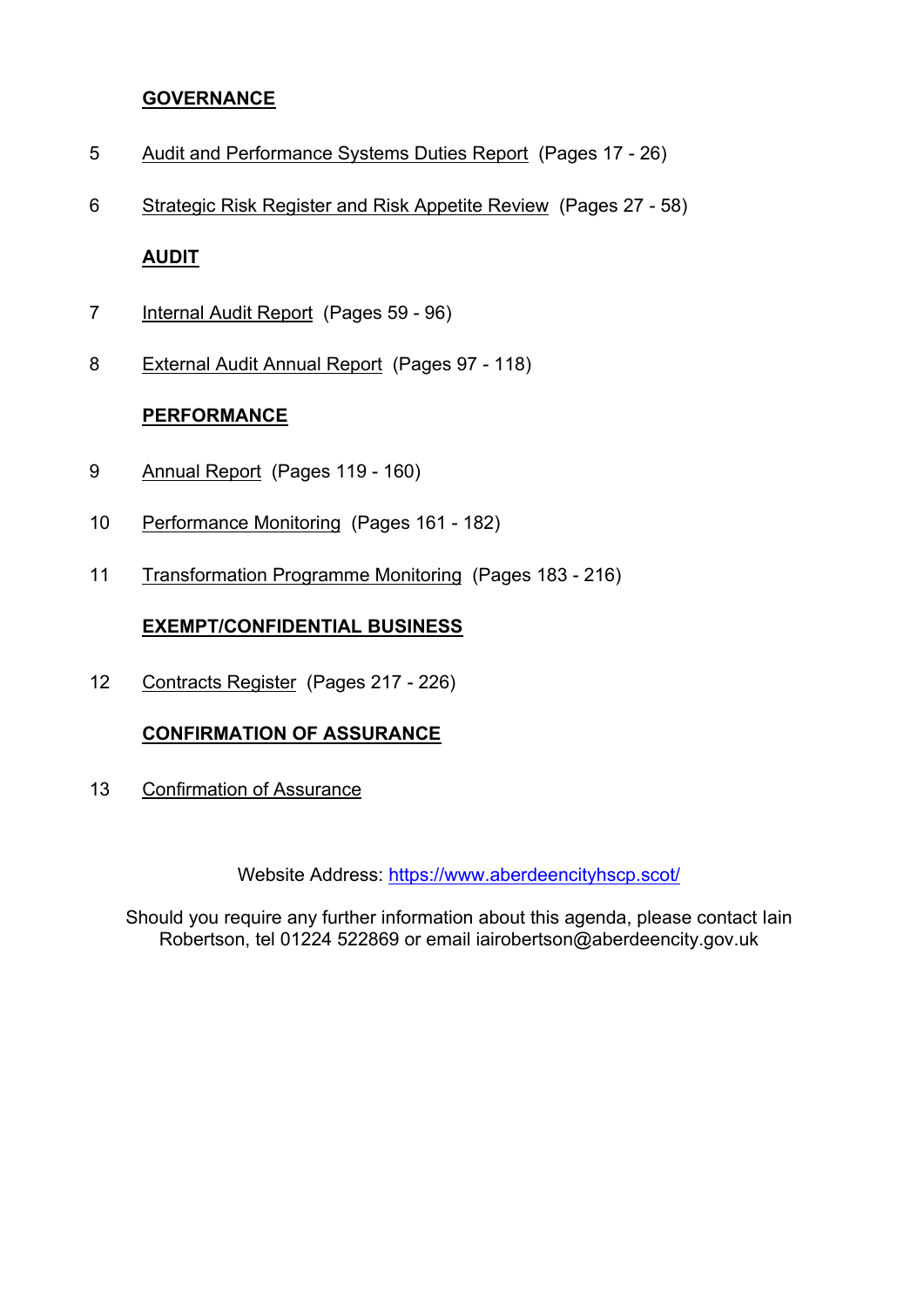**GOVERNANCE**

5 Audit and Performance Systems Duties Report (Pages 17 - 26)

6 Strategic Risk Register and Risk Appetite Review (Pages 27 - 58)

**AUDIT**

7 Internal Audit Report (Pages 59 - 96)

8 External Audit Annual Report (Pages 97 - 118)

**PERFORMANCE**

9 Annual Report (Pages 119 - 160)

10 Performance Monitoring (Pages 161 - 182)

11 Transformation Programme Monitoring (Pages 183 - 216)

**EXEMPT/CONFIDENTIAL BUSINESS**

12 Contracts Register (Pages 217 - 226)

**CONFIRMATION OF ASSURANCE**

13 Confirmation of Assurance

Website Address: https://www.aberdeencityhscp.scot/

Should you require any further information about this agenda, please contact Iain Robertson, tel 01224 522869 or email iairobertson@aberdeencity.gov.uk